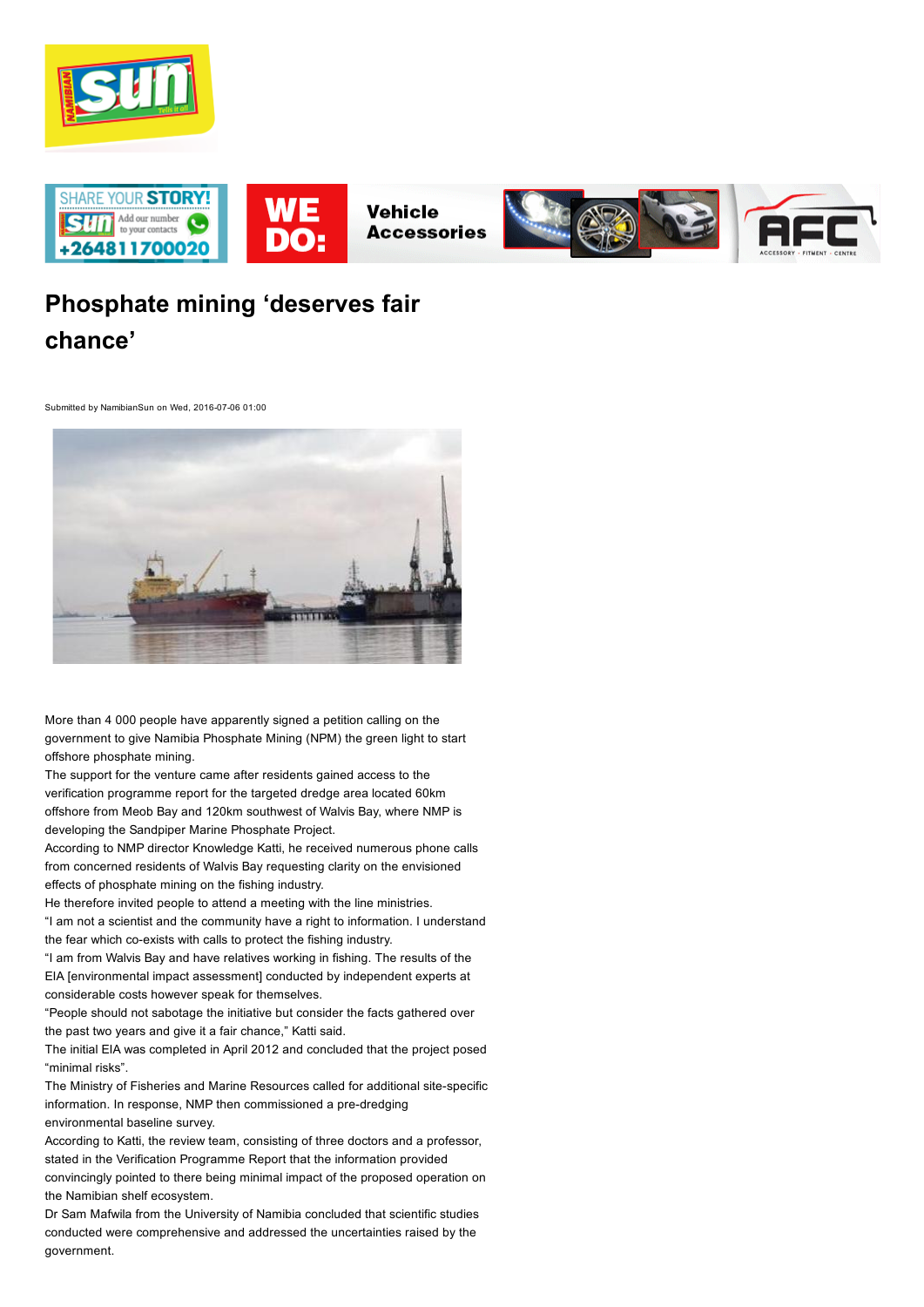# Phosphate mining 'deserves fair chance'

Submitted by NamibianSun on Wed, 2016-07-06 01:00

More than 4 000 people have apparently signed a petition calling on the government to give Namibia Phosphate Mining (NPM) the green light to start offshore phosphate mining.

The support for the venture came after residents gained access to the verification programme report for the targeted dredge area located 60km offshore from Meob Bay and 120km southwest of Walvis Bay, where NMP is developing the Sandpiper Marine Phosphate Project.

According to NMP director Knowledge Katti, he received numerous phone calls from concerned residents of Walvis Bay requesting clarity on the envisioned effects of phosphate mining on the fishing industry.

He therefore invited people to attend a meeting with the line ministries.

"I am not a scientist and the community have a right to information. I understand the fear which co-exists with calls to protect the fishing industry.

"I am from Walvis Bay and have relatives working in fishing. The results of the EIA [environmental impact assessment] conducted by independent experts at considerable costs however speak for themselves.

"People should not sabotage the initiative but consider the facts gathered over the past two years and give it a fair chance," Katti said.

The initial EIA was completed in April 2012 and concluded that the project posed "minimal risks".

The Ministry of Fisheries and Marine Resources called for additional site-specific information. In response, NMP then commissioned a pre-dredging environmental baseline survey.

According to Katti, the review team, consisting of three doctors and a professor, stated in the Verification Programme Report that the information provided convincingly pointed to there being minimal impact of the proposed operation on the Namibian shelf ecosystem.

Dr Sam Mafwila from the University of Namibia concluded that scientific studies conducted were comprehensive and addressed the uncertainties raised by the government.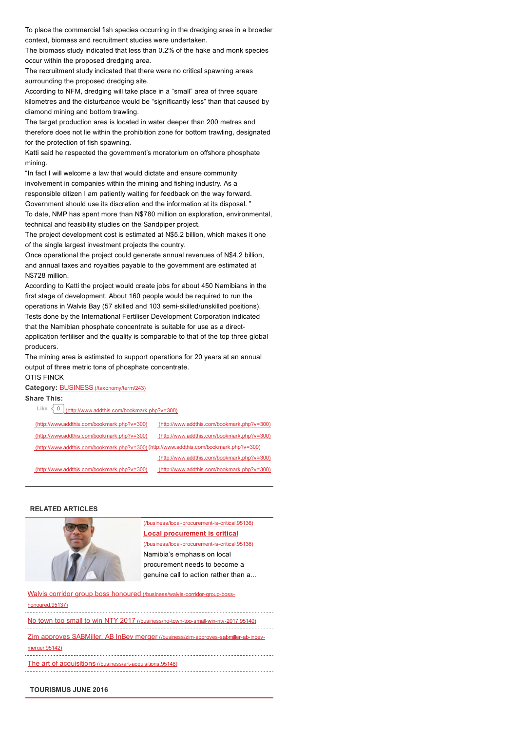To place the commercial fish species occurring in the dredging area in a broader context, biomass and recruitment studies were undertaken.

The biomass study indicated that less than 0.2% of the hake and monk species occur within the proposed dredging area.

The recruitment study indicated that there were no critical spawning areas surrounding the proposed dredging site.

According to NFM, dredging will take place in a "small" area of three square kilometres and the disturbance would be "significantly less" than that caused by diamond mining and bottom trawling.

The target production area is located in water deeper than 200 metres and therefore does not lie within the prohibition zone for bottom trawling, designated for the protection of fish spawning.

Katti said he respected the government's moratorium on offshore phosphate mining.

"In fact I will welcome a law that would dictate and ensure community involvement in companies within the mining and fishing industry. As a responsible citizen I am patiently waiting for feedback on the way forward. Government should use its discretion and the information at its disposal. "

To date, NMP has spent more than N$780 million on exploration, environmental, technical and feasibility studies on the Sandpiper project.

The project development cost is estimated at N$5.2 billion, which makes it one of the single largest investment projects the country.

Once operational the project could generate annual revenues of N$4.2 billion, and annual taxes and royalties payable to the government are estimated at N$728 million.

According to Katti the project would create jobs for about 450 Namibians in the first stage of development. About 160 people would be required to run the operations in Walvis Bay (57 skilled and 103 semi-skilled/unskilled positions).

Tests done by the International Fertiliser Development Corporation indicated that the Namibian phosphate concentrate is suitable for use as a direct-application fertiliser and the quality is comparable to that of the top three global producers.

The mining area is estimated to support operations for 20 years at an annual output of three metric tons of phosphate concentrate.

OTIS FINCK

**Category:** BUSINESS (/taxonomy/term/243)

**Share This:**

Like 0 (http://www.addthis.com/bookmark.php?v=300)

(http://www.addthis.com/bookmark.php?v=300) (http://www.addthis.com/bookmark.php?v=300)
(http://www.addthis.com/bookmark.php?v=300) (http://www.addthis.com/bookmark.php?v=300)
(http://www.addthis.com/bookmark.php?v=300) (http://www.addthis.com/bookmark.php?v=300)
(http://www.addthis.com/bookmark.php?v=300)
(http://www.addthis.com/bookmark.php?v=300) (http://www.addthis.com/bookmark.php?v=300)

---

**RELATED ARTICLES**

(/business/local-procurement-is-critical.95136)

**Local procurement is critical** (/business/local-procurement-is-critical.95136)

Namibia's emphasis on local procurement needs to become a genuine call to action rather than a...

Walvis corridor group boss honoured (/business/walvis-corridor-group-boss-honoured.95137)

No town too small to win NTY 2017 (/business/no-town-too-small-win-nty-2017.95140)

Zim approves SABMiller, AB InBev merger (/business/zim-approves-sabmiller-ab-inbev-merger.95142)

The art of acquisitions (/business/art-acquisitions.95148)

**TOURISMUS JUNE 2016**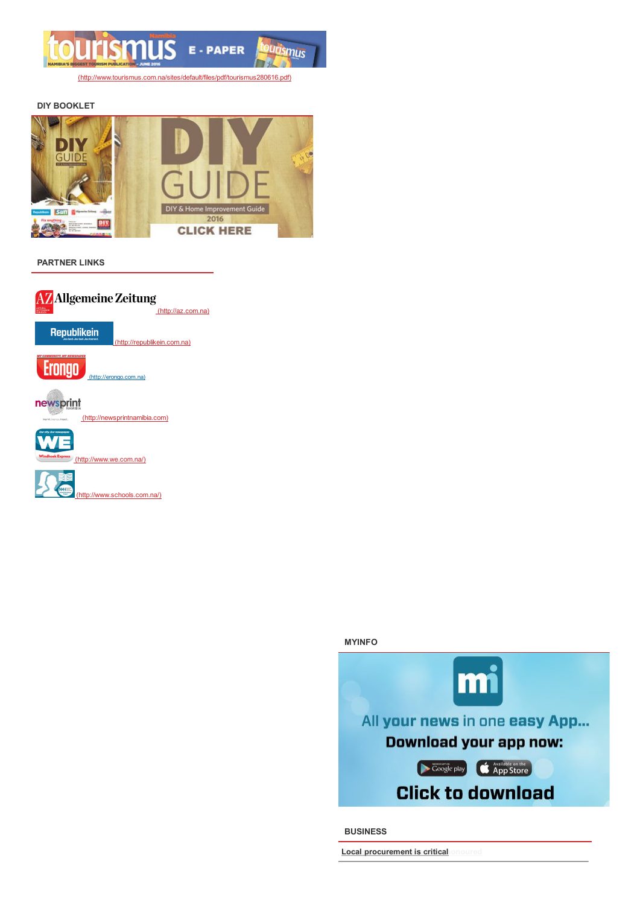(http://www.tourismus.com.na/sites/default/files/pdf/tourismus280616.pdf)

## DIY BOOKLET

## PARTNER LINKS

(http://az.com.na)

(http://republikein.com.na)

(http://erongo.com.na)

(http://newsprintnamibia.com)

(http://www.we.com.na/)

(http://www.schools.com.na/)

## MYINFO

## BUSINESS

Local procurement is critical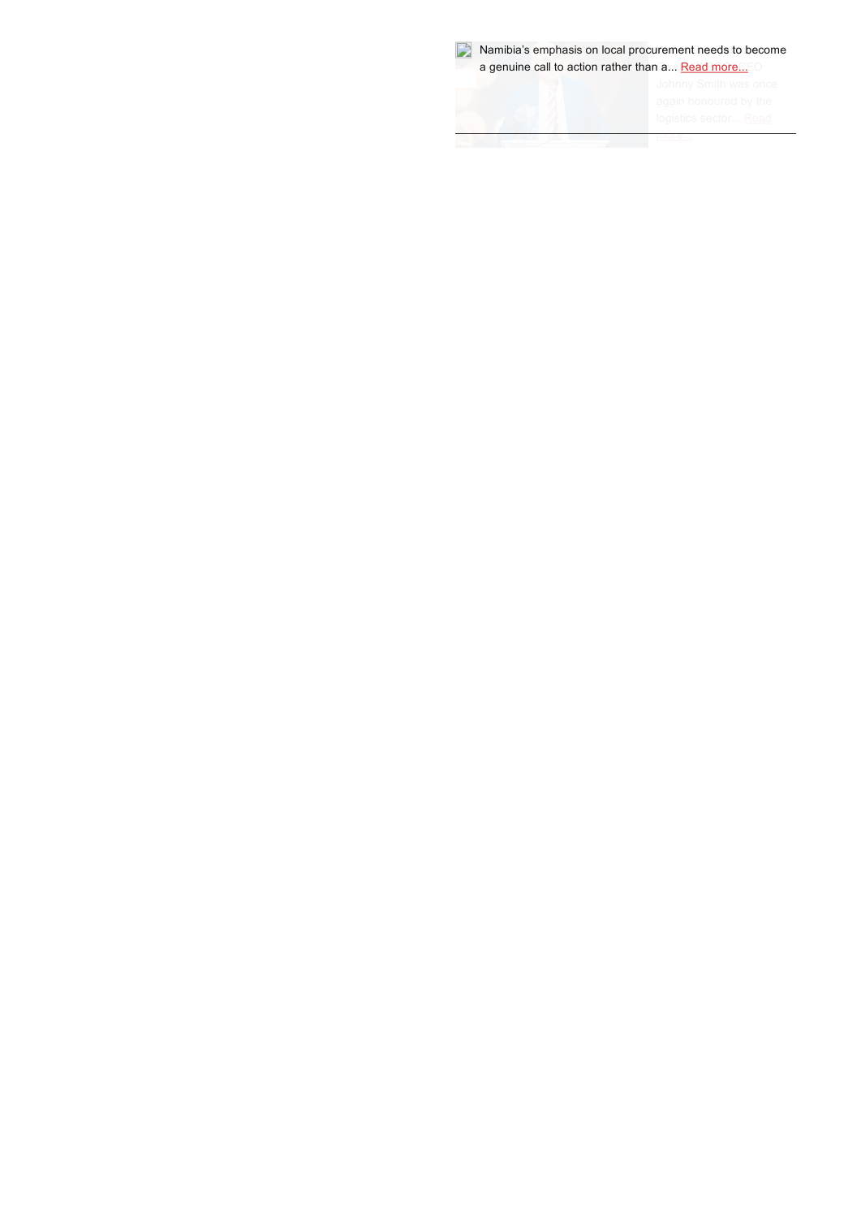Namibia's emphasis on local procurement needs to become a genuine call to action rather than a... Read more...

CEO Johnny Smith was once again honoured by the logistics sector... Read more...